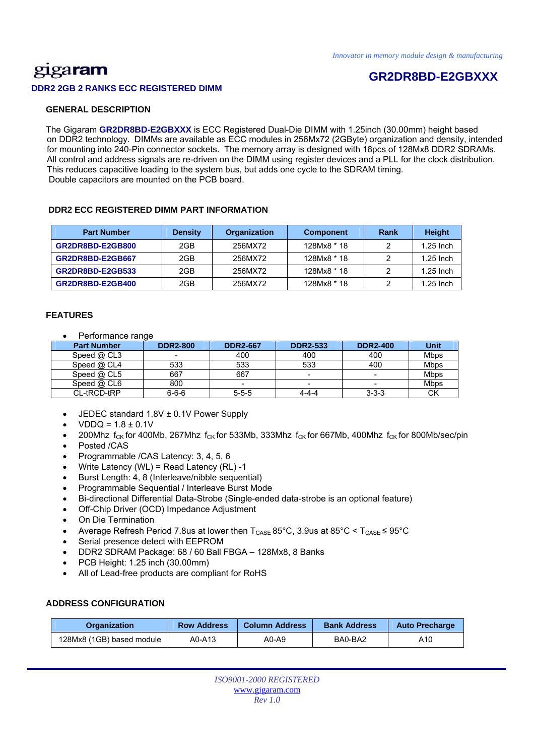*Innovator in memory module design & manufacturing*

# gigaram

## GR2DR8BD-E2GBXXX

**DDR2 2GB 2 RANKS ECC REGISTERED DIMM**

### GENERAL DESCRIPTION

The Gigaram **GR2DR8BD-E2GBXXX** is ECC Registered Dual-Die DIMM with 1.25inch (30.00mm) height based on DDR2 technology. DIMMs are available as ECC modules in 256Mx72 (2GByte) organization and density, intended for mounting into 240-Pin connector sockets. The memory array is designed with 18pcs of 128Mx8 DDR2 SDRAMs. All control and address signals are re-driven on the DIMM using register devices and a PLL for the clock distribution. This reduces capacitive loading to the system bus, but adds one cycle to the SDRAM timing. Double capacitors are mounted on the PCB board.

### DDR2 ECC REGISTERED DIMM PART INFORMATION

| Part Number | Density | Organization | Component | Rank | Height |
|---|---|---|---|---|---|
| **GR2DR8BD-E2GB800** | 2GB | 256MX72 | 128Mx8 * 18 | 2 | 1.25 Inch |
| **GR2DR8BD-E2GB667** | 2GB | 256MX72 | 128Mx8 * 18 | 2 | 1.25 Inch |
| **GR2DR8BD-E2GB533** | 2GB | 256MX72 | 128Mx8 * 18 | 2 | 1.25 Inch |
| **GR2DR8BD-E2GB400** | 2GB | 256MX72 | 128Mx8 * 18 | 2 | 1.25 Inch |

### FEATURES

- Performance range

| Part Number | DDR2-800 | DDR2-667 | DDR2-533 | DDR2-400 | Unit |
|---|---|---|---|---|---|
| Speed @ CL3 | - | 400 | 400 | 400 | Mbps |
| Speed @ CL4 | 533 | 533 | 533 | 400 | Mbps |
| Speed @ CL5 | 667 | 667 | - | - | Mbps |
| Speed @ CL6 | 800 | - | - | - | Mbps |
| CL-tRCD-tRP | 6-6-6 | 5-5-5 | 4-4-4 | 3-3-3 | CK |

- JEDEC standard 1.8V ± 0.1V Power Supply
- VDDQ = 1.8 ± 0.1V
- 200Mhz $f_{CK}$ for 400Mb, 267Mhz $f_{CK}$ for 533Mb, 333Mhz $f_{CK}$ for 667Mb, 400Mhz $f_{CK}$ for 800Mb/sec/pin
- Posted /CAS
- Programmable /CAS Latency: 3, 4, 5, 6
- Write Latency (WL) = Read Latency (RL) -1
- Burst Length: 4, 8 (Interleave/nibble sequential)
- Programmable Sequential / Interleave Burst Mode
- Bi-directional Differential Data-Strobe (Single-ended data-strobe is an optional feature)
- Off-Chip Driver (OCD) Impedance Adjustment
- On Die Termination
- Average Refresh Period 7.8us at lower then $T_{CASE}$ 85°C, 3.9us at 85°C < $T_{CASE}$ ≤ 95°C
- Serial presence detect with EEPROM
- DDR2 SDRAM Package: 68 / 60 Ball FBGA – 128Mx8, 8 Banks
- PCB Height: 1.25 inch (30.00mm)
- All of Lead-free products are compliant for RoHS

### ADDRESS CONFIGURATION

| Organization | Row Address | Column Address | Bank Address | Auto Precharge |
|---|---|---|---|---|
| 128Mx8 (1GB) based module | A0-A13 | A0-A9 | BA0-BA2 | A10 |

*ISO9001-2000 REGISTERED*
www.gigaram.com
*Rev 1.0*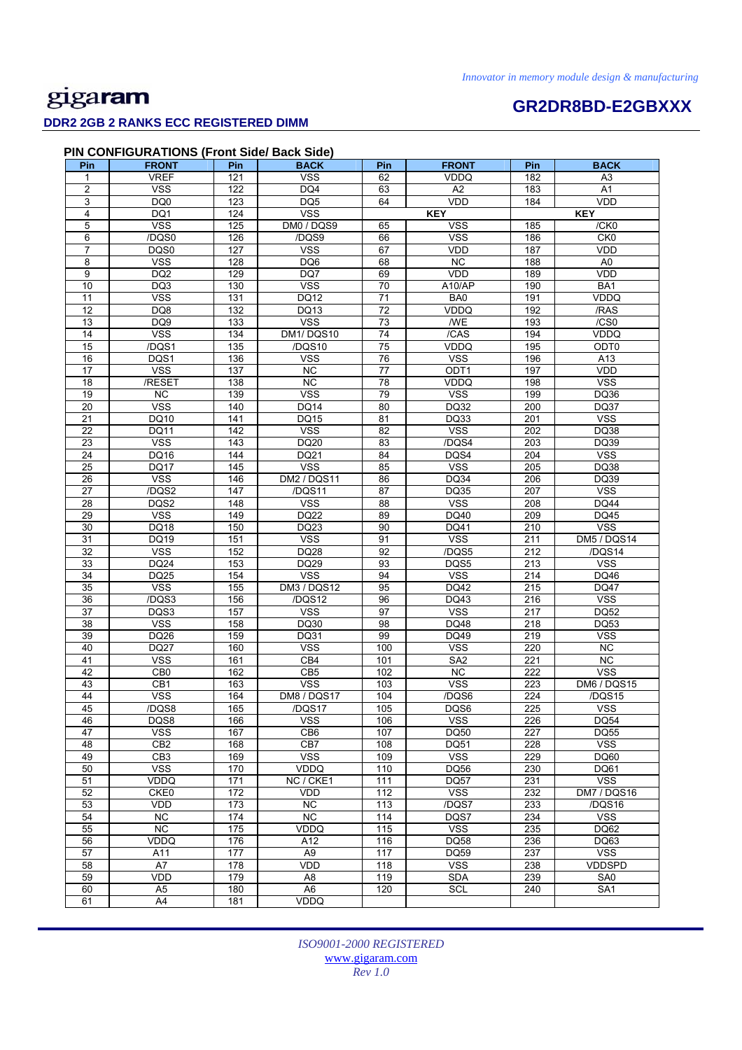## PIN CONFIGURATIONS (Front Side/ Back Side)

| Pin | FRONT | Pin | BACK | Pin | FRONT | Pin | BACK |
|---|---|---|---|---|---|---|---|
| 1 | VREF | 121 | VSS | 62 | VDDQ | 182 | A3 |
| 2 | VSS | 122 | DQ4 | 63 | A2 | 183 | A1 |
| 3 | DQ0 | 123 | DQ5 | 64 | VDD | 184 | VDD |
| 4 | DQ1 | 124 | VSS | | KEY | | KEY |
| 5 | VSS | 125 | DM0 / DQS9 | 65 | VSS | 185 | /CK0 |
| 6 | /DQS0 | 126 | /DQS9 | 66 | VSS | 186 | CK0 |
| 7 | DQS0 | 127 | VSS | 67 | VDD | 187 | VDD |
| 8 | VSS | 128 | DQ6 | 68 | NC | 188 | A0 |
| 9 | DQ2 | 129 | DQ7 | 69 | VDD | 189 | VDD |
| 10 | DQ3 | 130 | VSS | 70 | A10/AP | 190 | BA1 |
| 11 | VSS | 131 | DQ12 | 71 | BA0 | 191 | VDDQ |
| 12 | DQ8 | 132 | DQ13 | 72 | VDDQ | 192 | /RAS |
| 13 | DQ9 | 133 | VSS | 73 | /WE | 193 | /CS0 |
| 14 | VSS | 134 | DM1/ DQS10 | 74 | /CAS | 194 | VDDQ |
| 15 | /DQS1 | 135 | /DQS10 | 75 | VDDQ | 195 | ODT0 |
| 16 | DQS1 | 136 | VSS | 76 | VSS | 196 | A13 |
| 17 | VSS | 137 | NC | 77 | ODT1 | 197 | VDD |
| 18 | /RESET | 138 | NC | 78 | VDDQ | 198 | VSS |
| 19 | NC | 139 | VSS | 79 | VSS | 199 | DQ36 |
| 20 | VSS | 140 | DQ14 | 80 | DQ32 | 200 | DQ37 |
| 21 | DQ10 | 141 | DQ15 | 81 | DQ33 | 201 | VSS |
| 22 | DQ11 | 142 | VSS | 82 | VSS | 202 | DQ38 |
| 23 | VSS | 143 | DQ20 | 83 | /DQS4 | 203 | DQ39 |
| 24 | DQ16 | 144 | DQ21 | 84 | DQS4 | 204 | VSS |
| 25 | DQ17 | 145 | VSS | 85 | VSS | 205 | DQ38 |
| 26 | VSS | 146 | DM2 / DQS11 | 86 | DQ34 | 206 | DQ39 |
| 27 | /DQS2 | 147 | /DQS11 | 87 | DQ35 | 207 | VSS |
| 28 | DQS2 | 148 | VSS | 88 | VSS | 208 | DQ44 |
| 29 | VSS | 149 | DQ22 | 89 | DQ40 | 209 | DQ45 |
| 30 | DQ18 | 150 | DQ23 | 90 | DQ41 | 210 | VSS |
| 31 | DQ19 | 151 | VSS | 91 | VSS | 211 | DM5 / DQS14 |
| 32 | VSS | 152 | DQ28 | 92 | /DQS5 | 212 | /DQS14 |
| 33 | DQ24 | 153 | DQ29 | 93 | DQS5 | 213 | VSS |
| 34 | DQ25 | 154 | VSS | 94 | VSS | 214 | DQ46 |
| 35 | VSS | 155 | DM3 / DQS12 | 95 | DQ42 | 215 | DQ47 |
| 36 | /DQS3 | 156 | /DQS12 | 96 | DQ43 | 216 | VSS |
| 37 | DQS3 | 157 | VSS | 97 | VSS | 217 | DQ52 |
| 38 | VSS | 158 | DQ30 | 98 | DQ48 | 218 | DQ53 |
| 39 | DQ26 | 159 | DQ31 | 99 | DQ49 | 219 | VSS |
| 40 | DQ27 | 160 | VSS | 100 | VSS | 220 | NC |
| 41 | VSS | 161 | CB4 | 101 | SA2 | 221 | NC |
| 42 | CB0 | 162 | CB5 | 102 | NC | 222 | VSS |
| 43 | CB1 | 163 | VSS | 103 | VSS | 223 | DM6 / DQS15 |
| 44 | VSS | 164 | DM8 / DQS17 | 104 | /DQS6 | 224 | /DQS15 |
| 45 | /DQS8 | 165 | /DQS17 | 105 | DQS6 | 225 | VSS |
| 46 | DQS8 | 166 | VSS | 106 | VSS | 226 | DQ54 |
| 47 | VSS | 167 | CB6 | 107 | DQ50 | 227 | DQ55 |
| 48 | CB2 | 168 | CB7 | 108 | DQ51 | 228 | VSS |
| 49 | CB3 | 169 | VSS | 109 | VSS | 229 | DQ60 |
| 50 | VSS | 170 | VDDQ | 110 | DQ56 | 230 | DQ61 |
| 51 | VDDQ | 171 | NC / CKE1 | 111 | DQ57 | 231 | VSS |
| 52 | CKE0 | 172 | VDD | 112 | VSS | 232 | DM7 / DQS16 |
| 53 | VDD | 173 | NC | 113 | /DQS7 | 233 | /DQS16 |
| 54 | NC | 174 | NC | 114 | DQS7 | 234 | VSS |
| 55 | NC | 175 | VDDQ | 115 | VSS | 235 | DQ62 |
| 56 | VDDQ | 176 | A12 | 116 | DQ58 | 236 | DQ63 |
| 57 | A11 | 177 | A9 | 117 | DQ59 | 237 | VSS |
| 58 | A7 | 178 | VDD | 118 | VSS | 238 | VDDSPD |
| 59 | VDD | 179 | A8 | 119 | SDA | 239 | SA0 |
| 60 | A5 | 180 | A6 | 120 | SCL | 240 | SA1 |
| 61 | A4 | 181 | VDDQ | | | | |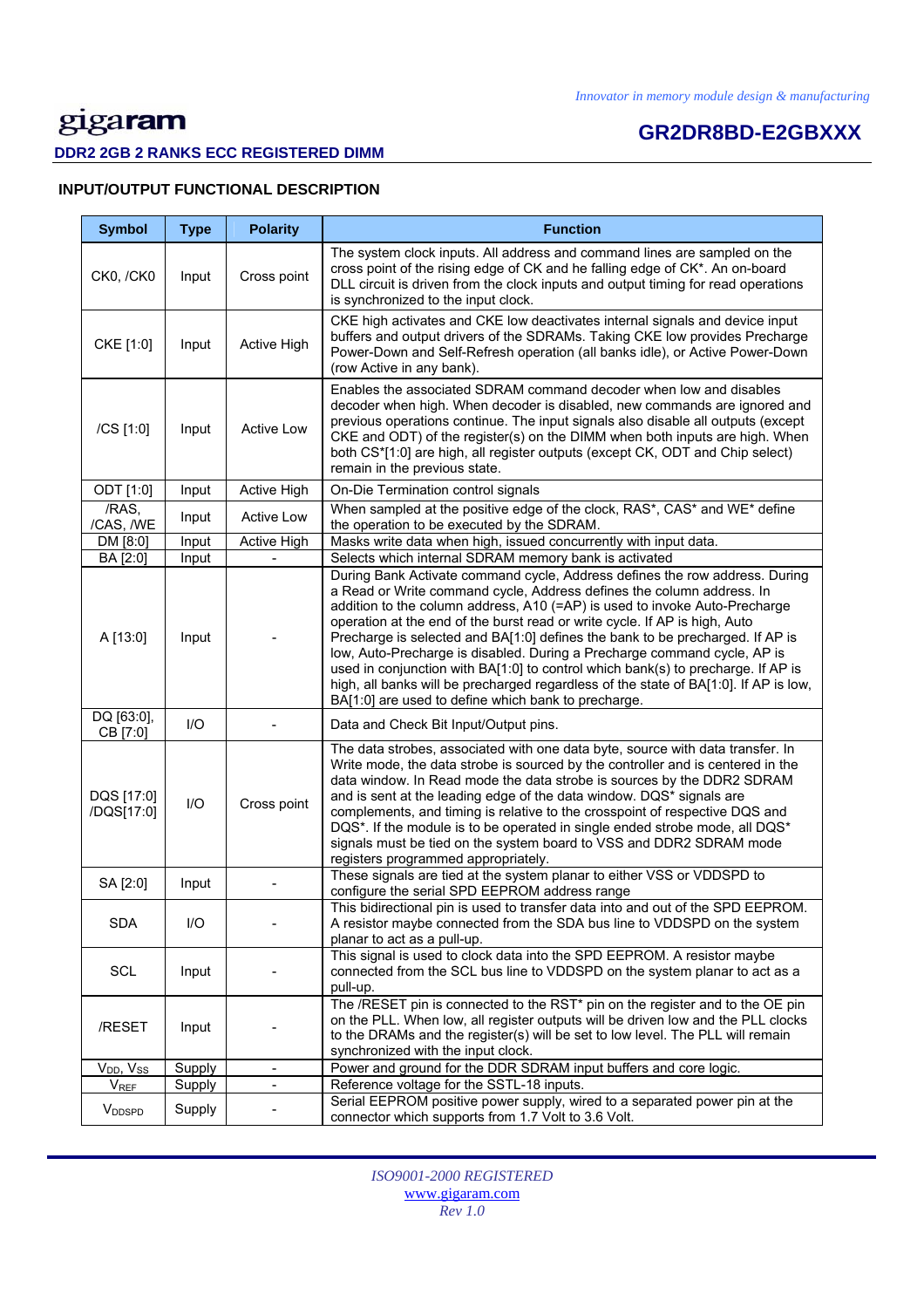# gigaram

**DDR2 2GB 2 RANKS ECC REGISTERED DIMM**

**GR2DR8BD-E2GBXXX**

## INPUT/OUTPUT FUNCTIONAL DESCRIPTION

| Symbol | Type | Polarity | Function |
|---|---|---|---|
| CK0, /CK0 | Input | Cross point | The system clock inputs. All address and command lines are sampled on the cross point of the rising edge of CK and he falling edge of CK*. An on-board DLL circuit is driven from the clock inputs and output timing for read operations is synchronized to the input clock. |
| CKE [1:0] | Input | Active High | CKE high activates and CKE low deactivates internal signals and device input buffers and output drivers of the SDRAMs. Taking CKE low provides Precharge Power-Down and Self-Refresh operation (all banks idle), or Active Power-Down (row Active in any bank). |
| /CS [1:0] | Input | Active Low | Enables the associated SDRAM command decoder when low and disables decoder when high. When decoder is disabled, new commands are ignored and previous operations continue. The input signals also disable all outputs (except CKE and ODT) of the register(s) on the DIMM when both inputs are high. When both CS*[1:0] are high, all register outputs (except CK, ODT and Chip select) remain in the previous state. |
| ODT [1:0] | Input | Active High | On-Die Termination control signals |
| /RAS, /CAS, /WE | Input | Active Low | When sampled at the positive edge of the clock, RAS*, CAS* and WE* define the operation to be executed by the SDRAM. |
| DM [8:0] | Input | Active High | Masks write data when high, issued concurrently with input data. |
| BA [2:0] | Input | - | Selects which internal SDRAM memory bank is activated |
| A [13:0] | Input | - | During Bank Activate command cycle, Address defines the row address. During a Read or Write command cycle, Address defines the column address. In addition to the column address, A10 (=AP) is used to invoke Auto-Precharge operation at the end of the burst read or write cycle. If AP is high, Auto Precharge is selected and BA[1:0] defines the bank to be precharged. If AP is low, Auto-Precharge is disabled. During a Precharge command cycle, AP is used in conjunction with BA[1:0] to control which bank(s) to precharge. If AP is high, all banks will be precharged regardless of the state of BA[1:0]. If AP is low, BA[1:0] are used to define which bank to precharge. |
| DQ [63:0], CB [7:0] | I/O | - | Data and Check Bit Input/Output pins. |
| DQS [17:0] /DQS[17:0] | I/O | Cross point | The data strobes, associated with one data byte, source with data transfer. In Write mode, the data strobe is sourced by the controller and is centered in the data window. In Read mode the data strobe is sources by the DDR2 SDRAM and is sent at the leading edge of the data window. DQS* signals are complements, and timing is relative to the crosspoint of respective DQS and DQS*. If the module is to be operated in single ended strobe mode, all DQS* signals must be tied on the system board to VSS and DDR2 SDRAM mode registers programmed appropriately. |
| SA [2:0] | Input | - | These signals are tied at the system planar to either VSS or VDDSPD to configure the serial SPD EEPROM address range |
| SDA | I/O | - | This bidirectional pin is used to transfer data into and out of the SPD EEPROM. A resistor maybe connected from the SDA bus line to VDDSPD on the system planar to act as a pull-up. |
| SCL | Input | - | This signal is used to clock data into the SPD EEPROM. A resistor maybe connected from the SCL bus line to VDDSPD on the system planar to act as a pull-up. |
| /RESET | Input | - | The /RESET pin is connected to the RST* pin on the register and to the OE pin on the PLL. When low, all register outputs will be driven low and the PLL clocks to the DRAMs and the register(s) will be set to low level. The PLL will remain synchronized with the input clock. |
| $V_{DD}$, $V_{SS}$ | Supply | - | Power and ground for the DDR SDRAM input buffers and core logic. |
| $V_{REF}$ | Supply | - | Reference voltage for the SSTL-18 inputs. |
| $V_{DDSPD}$ | Supply | - | Serial EEPROM positive power supply, wired to a separated power pin at the connector which supports from 1.7 Volt to 3.6 Volt. |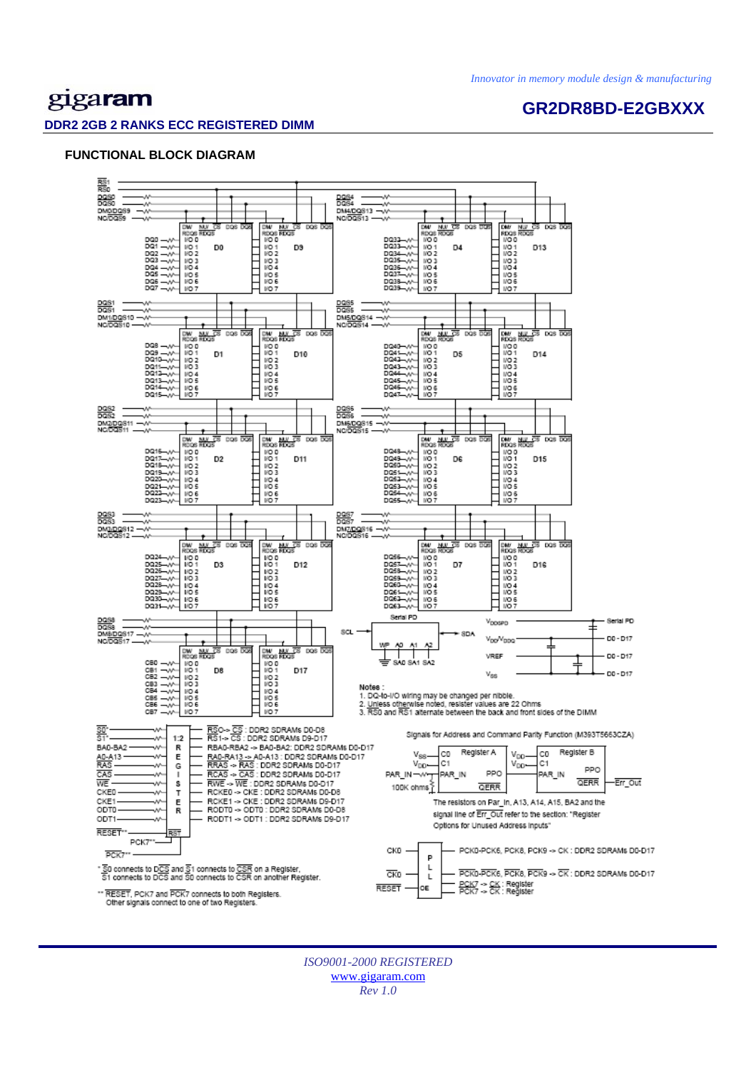## FUNCTIONAL BLOCK DIAGRAM

Notes :
1. DQ-to-I/O wiring may be changed per nibble.
2. Unless otherwise noted, resister values are 22 Ohms
3. RS0 and RS1 alternate between the back and front sides of the DIMM

RS0-> CS : DDR2 SDRAMs D0-D8
RS1-> CS : DDR2 SDRAMs D9-D17
RBA0-RBA2 -> BA0-BA2: DDR2 SDRAMs D0-D17
RA0-RA13 -> A0-A13 : DDR2 SDRAMs D0-D17
RRAS -> RAS : DDR2 SDRAMs D0-D17
RCAS -> CAS : DDR2 SDRAMs D0-D17
RWE -> WE : DDR2 SDRAMs D0-D17
RCKE0 -> CKE : DDR2 SDRAMs D0-D8
RCKE1 -> CKE : DDR2 SDRAMs D9-D17
RODT0 -> ODT0 : DDR2 SDRAMs D0-D8
RODT1 -> ODT1 : DDR2 SDRAMs D9-D17

Signals for Address and Command Parity Function (M393T5663CZA)

The resistors on Par_In, A13, A14, A15, BA2 and the signal line of Err_Out refer to the section: "Register Options for Unused Address inputs"

PCK0-PCK6, PCK8, PCK9 -> CK : DDR2 SDRAMs D0-D17
PCK0-PCK6, PCK8, PCK9 -> CK : DDR2 SDRAMs D0-D17
PCK7 -> CK : Register
PCK7 -> CK : Register

\* S0 connects to DCS and S1 connects to CSR on a Register, S1 connects to DCS and S0 connects to CSR on another Register.

\*\* RESET, PCK7 and PCK7 connects to both Registers. Other signals connect to one of two Registers.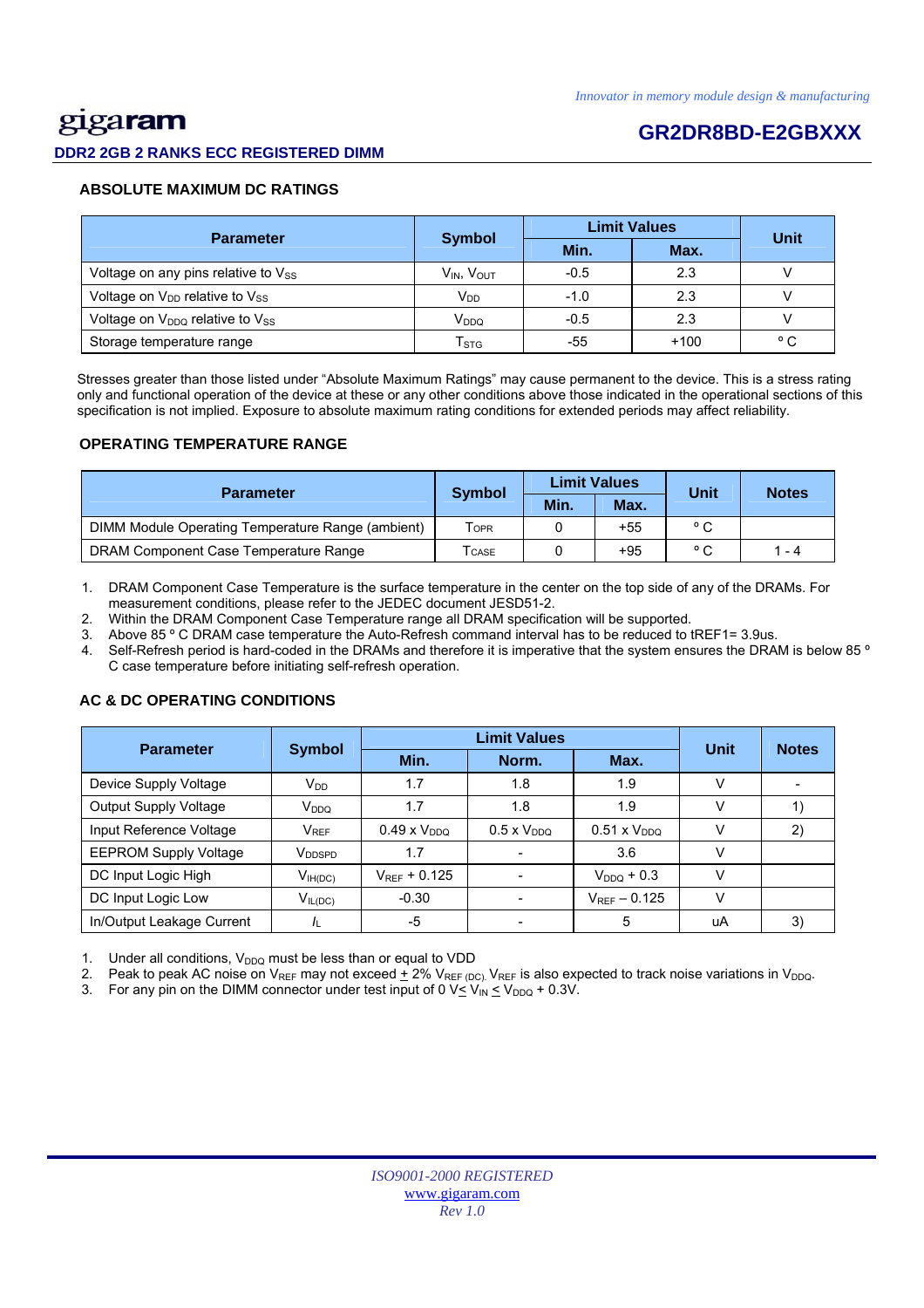### ABSOLUTE MAXIMUM DC RATINGS

| Parameter | Symbol | Limit Values | | Unit |
|---|---|---|---|---|
| | | Min. | Max. | |
| Voltage on any pins relative to $V_{SS}$ | $V_{IN}$, $V_{OUT}$ | -0.5 | 2.3 | V |
| Voltage on $V_{DD}$ relative to $V_{SS}$ | $V_{DD}$ | -1.0 | 2.3 | V |
| Voltage on $V_{DDQ}$ relative to $V_{SS}$ | $V_{DDQ}$ | -0.5 | 2.3 | V |
| Storage temperature range | $T_{STG}$ | -55 | +100 | ° C |

Stresses greater than those listed under "Absolute Maximum Ratings" may cause permanent to the device. This is a stress rating only and functional operation of the device at these or any other conditions above those indicated in the operational sections of this specification is not implied. Exposure to absolute maximum rating conditions for extended periods may affect reliability.

### OPERATING TEMPERATURE RANGE

| Parameter | Symbol | Limit Values | | Unit | Notes |
|---|---|---|---|---|---|
| | | Min. | Max. | | |
| DIMM Module Operating Temperature Range (ambient) | $T_{OPR}$ | 0 | +55 | ° C | |
| DRAM Component Case Temperature Range | $T_{CASE}$ | 0 | +95 | ° C | 1 - 4 |

1. DRAM Component Case Temperature is the surface temperature in the center on the top side of any of the DRAMs. For measurement conditions, please refer to the JEDEC document JESD51-2.
2. Within the DRAM Component Case Temperature range all DRAM specification will be supported.
3. Above 85 ° C DRAM case temperature the Auto-Refresh command interval has to be reduced to tREF1= 3.9us.
4. Self-Refresh period is hard-coded in the DRAMs and therefore it is imperative that the system ensures the DRAM is below 85 ° C case temperature before initiating self-refresh operation.

### AC & DC OPERATING CONDITIONS

| Parameter | Symbol | Limit Values | | | Unit | Notes |
|---|---|---|---|---|---|---|
| | | Min. | Norm. | Max. | | |
| Device Supply Voltage | $V_{DD}$ | 1.7 | 1.8 | 1.9 | V | - |
| Output Supply Voltage | $V_{DDQ}$ | 1.7 | 1.8 | 1.9 | V | 1) |
| Input Reference Voltage | $V_{REF}$ | 0.49 x $V_{DDQ}$ | 0.5 x $V_{DDQ}$ | 0.51 x $V_{DDQ}$ | V | 2) |
| EEPROM Supply Voltage | $V_{DDSPD}$ | 1.7 | - | 3.6 | V | |
| DC Input Logic High | $V_{IH(DC)}$ | $V_{REF}$ + 0.125 | - | $V_{DDQ}$ + 0.3 | V | |
| DC Input Logic Low | $V_{IL(DC)}$ | -0.30 | - | $V_{REF}$ – 0.125 | V | |
| In/Output Leakage Current | $I_L$ | -5 | - | 5 | uA | 3) |

1. Under all conditions, $V_{DDQ}$ must be less than or equal to VDD
2. Peak to peak AC noise on $V_{REF}$ may not exceed ± 2% $V_{REF (DC)}$. $V_{REF}$ is also expected to track noise variations in $V_{DDQ}$.
3. For any pin on the DIMM connector under test input of 0 V ≤ $V_{IN}$ ≤ $V_{DDQ}$ + 0.3V.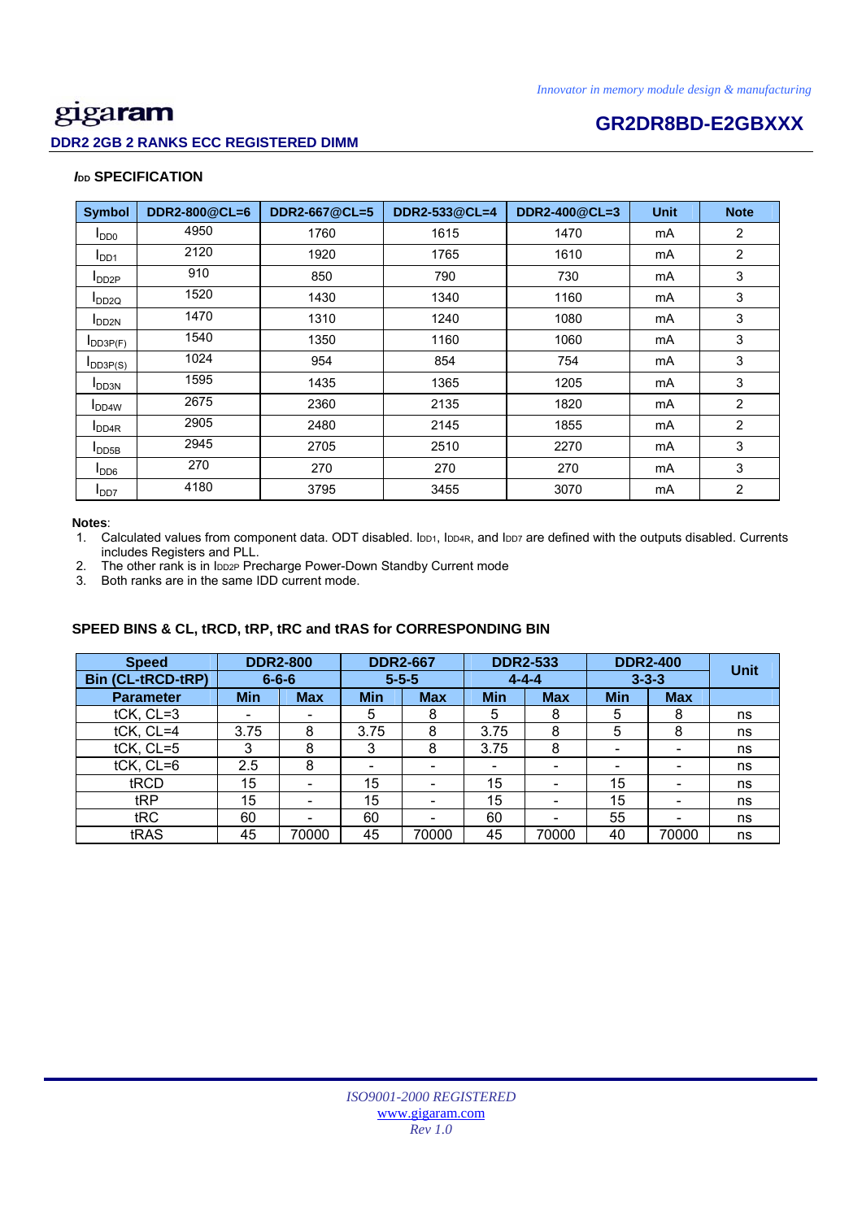## $I_{DD}$ SPECIFICATION

| Symbol | DDR2-800@CL=6 | DDR2-667@CL=5 | DDR2-533@CL=4 | DDR2-400@CL=3 | Unit | Note |
|---|---|---|---|---|---|---|
| $I_{DD0}$ | 4950 | 1760 | 1615 | 1470 | mA | 2 |
| $I_{DD1}$ | 2120 | 1920 | 1765 | 1610 | mA | 2 |
| $I_{DD2P}$ | 910 | 850 | 790 | 730 | mA | 3 |
| $I_{DD2Q}$ | 1520 | 1430 | 1340 | 1160 | mA | 3 |
| $I_{DD2N}$ | 1470 | 1310 | 1240 | 1080 | mA | 3 |
| $I_{DD3P(F)}$ | 1540 | 1350 | 1160 | 1060 | mA | 3 |
| $I_{DD3P(S)}$ | 1024 | 954 | 854 | 754 | mA | 3 |
| $I_{DD3N}$ | 1595 | 1435 | 1365 | 1205 | mA | 3 |
| $I_{DD4W}$ | 2675 | 2360 | 2135 | 1820 | mA | 2 |
| $I_{DD4R}$ | 2905 | 2480 | 2145 | 1855 | mA | 2 |
| $I_{DD5B}$ | 2945 | 2705 | 2510 | 2270 | mA | 3 |
| $I_{DD6}$ | 270 | 270 | 270 | 270 | mA | 3 |
| $I_{DD7}$ | 4180 | 3795 | 3455 | 3070 | mA | 2 |

**Notes**:

1. Calculated values from component data. ODT disabled. $I_{DD1}$, $I_{DD4R}$, and $I_{DD7}$ are defined with the outputs disabled. Currents includes Registers and PLL.
2. The other rank is in $I_{DD2P}$ Precharge Power-Down Standby Current mode
3. Both ranks are in the same IDD current mode.

## SPEED BINS & CL, tRCD, tRP, tRC and tRAS for CORRESPONDING BIN

| Speed Bin (CL-tRCD-tRP) | DDR2-800 6-6-6 | | DDR2-667 5-5-5 | | DDR2-533 4-4-4 | | DDR2-400 3-3-3 | | Unit |
|---|---|---|---|---|---|---|---|---|---|
| Parameter | Min | Max | Min | Max | Min | Max | Min | Max | |
| tCK, CL=3 | - | - | 5 | 8 | 5 | 8 | 5 | 8 | ns |
| tCK, CL=4 | 3.75 | 8 | 3.75 | 8 | 3.75 | 8 | 5 | 8 | ns |
| tCK, CL=5 | 3 | 8 | 3 | 8 | 3.75 | 8 | - | - | ns |
| tCK, CL=6 | 2.5 | 8 | - | - | - | - | - | - | ns |
| tRCD | 15 | - | 15 | - | 15 | - | 15 | - | ns |
| tRP | 15 | - | 15 | - | 15 | - | 15 | - | ns |
| tRC | 60 | - | 60 | - | 60 | - | 55 | - | ns |
| tRAS | 45 | 70000 | 45 | 70000 | 45 | 70000 | 40 | 70000 | ns |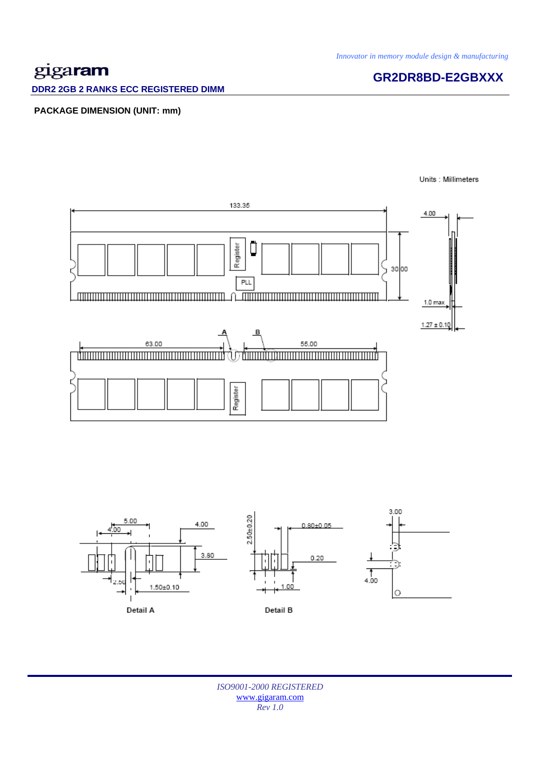*Innovator in memory module design & manufacturing*

gigaram

**GR2DR8BD-E2GBXXX**

**DDR2 2GB 2 RANKS ECC REGISTERED DIMM**

**PACKAGE DIMENSION (UNIT: mm)**

Units : Millimeters

133.35

4.00

Register

PLL

30.00

1.0 max

1.27 ± 0.10

A

B

63.00

55.00

Register

5.00

4.00

4.00

3.80

2.50

1.50±0.10

Detail A

2.50±0.20

0.80±0.05

0.20

1.00

Detail B

3.00

4.00

*ISO9001-2000 REGISTERED*

www.gigaram.com

*Rev 1.0*